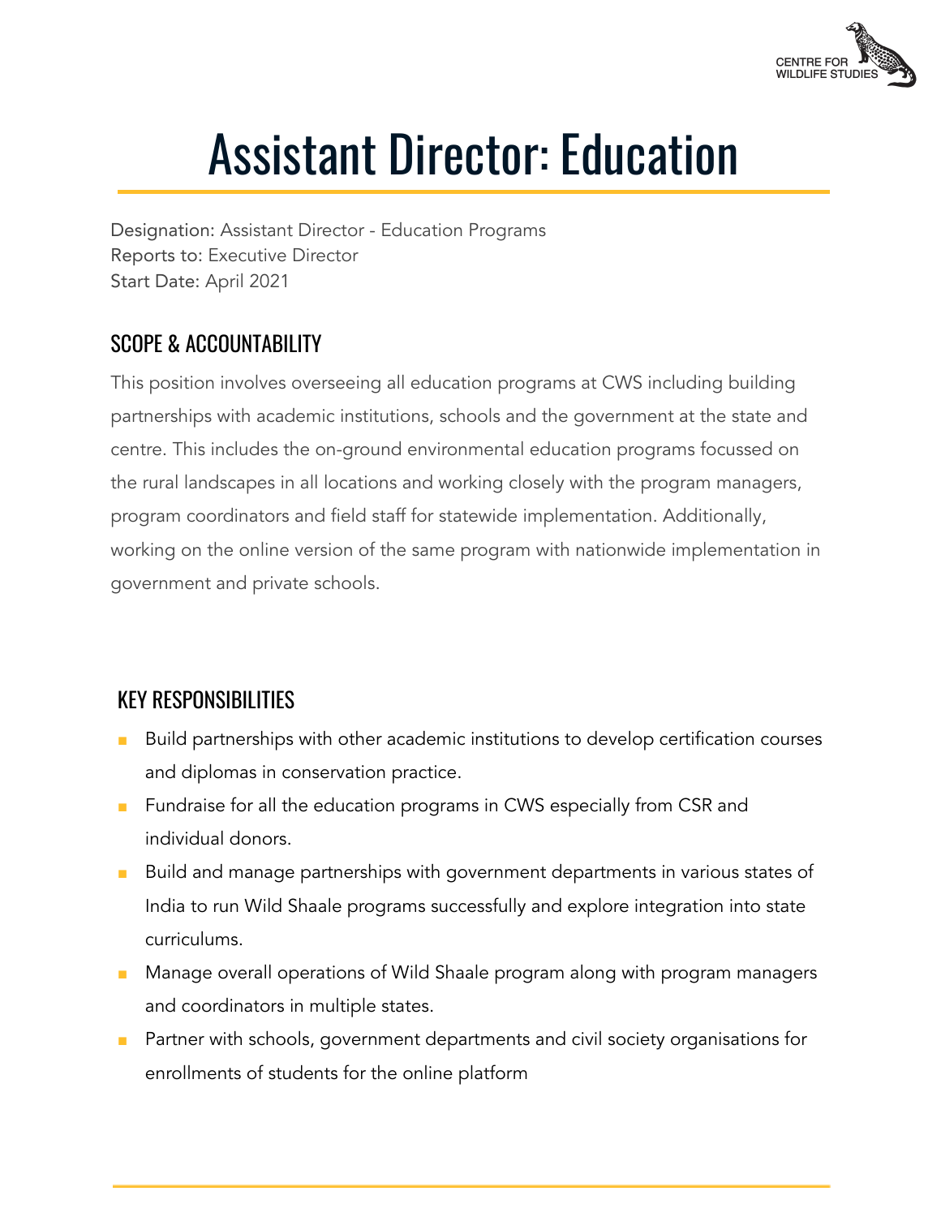# Assistant Director: Education

Designation: Assistant Director - Education Programs
Reports to: Executive Director
Start Date: April 2021

## SCOPE & ACCOUNTABILITY

This position involves overseeing all education programs at CWS including building partnerships with academic institutions, schools and the government at the state and centre. This includes the on-ground environmental education programs focussed on the rural landscapes in all locations and working closely with the program managers, program coordinators and field staff for statewide implementation. Additionally, working on the online version of the same program with nationwide implementation in government and private schools.

## KEY RESPONSIBILITIES

- Build partnerships with other academic institutions to develop certification courses and diplomas in conservation practice.
- Fundraise for all the education programs in CWS especially from CSR and individual donors.
- Build and manage partnerships with government departments in various states of India to run Wild Shaale programs successfully and explore integration into state curriculums.
- Manage overall operations of Wild Shaale program along with program managers and coordinators in multiple states.
- Partner with schools, government departments and civil society organisations for enrollments of students for the online platform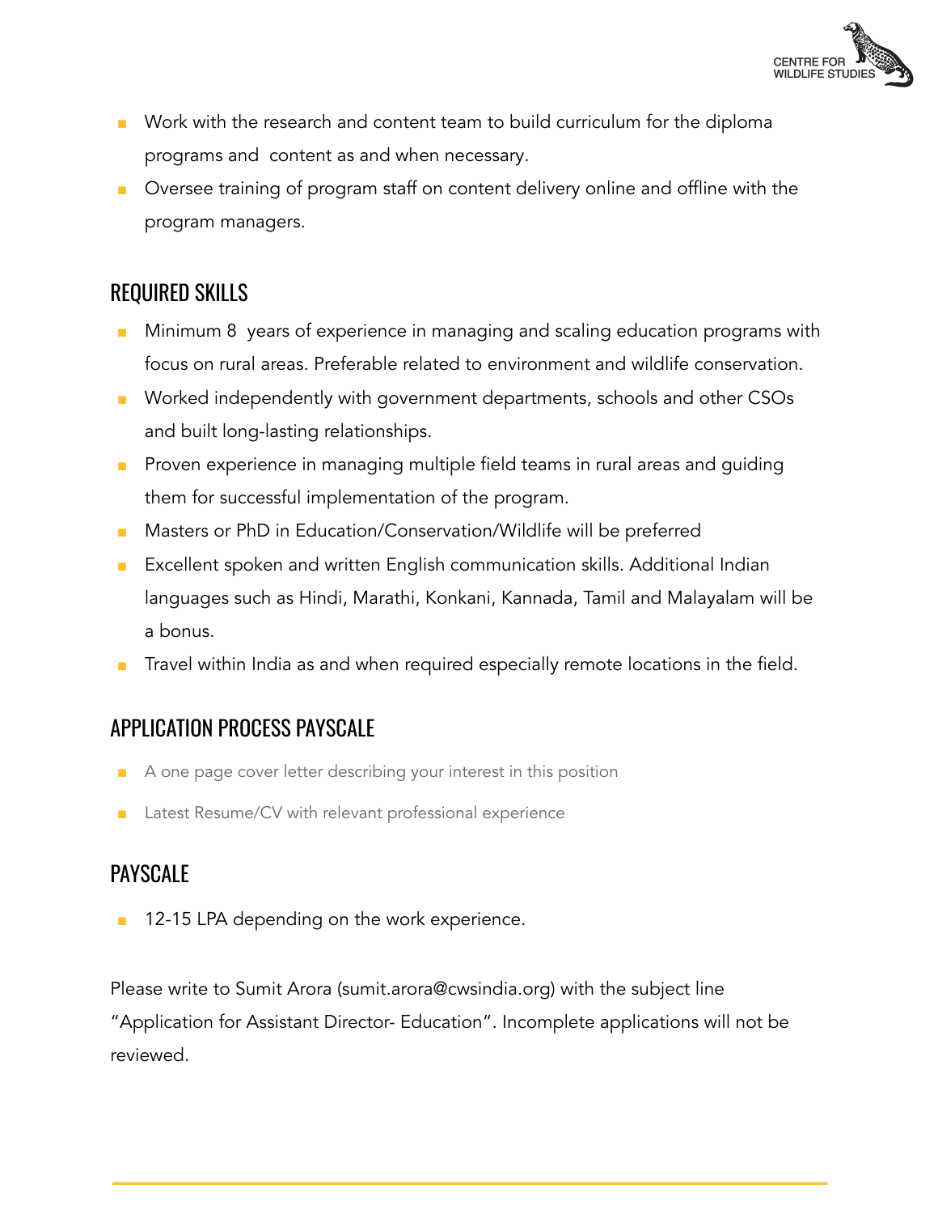- Work with the research and content team to build curriculum for the diploma programs and  content as and when necessary.
- Oversee training of program staff on content delivery online and offline with the program managers.

## REQUIRED SKILLS

- Minimum 8  years of experience in managing and scaling education programs with focus on rural areas. Preferable related to environment and wildlife conservation.
- Worked independently with government departments, schools and other CSOs and built long-lasting relationships.
- Proven experience in managing multiple field teams in rural areas and guiding them for successful implementation of the program.
- Masters or PhD in Education/Conservation/Wildlife will be preferred
- Excellent spoken and written English communication skills. Additional Indian languages such as Hindi, Marathi, Konkani, Kannada, Tamil and Malayalam will be a bonus.
- Travel within India as and when required especially remote locations in the field.

## APPLICATION PROCESS PAYSCALE

- A one page cover letter describing your interest in this position
- Latest Resume/CV with relevant professional experience

## PAYSCALE

- 12-15 LPA depending on the work experience.

Please write to Sumit Arora (sumit.arora@cwsindia.org) with the subject line "Application for Assistant Director- Education". Incomplete applications will not be reviewed.